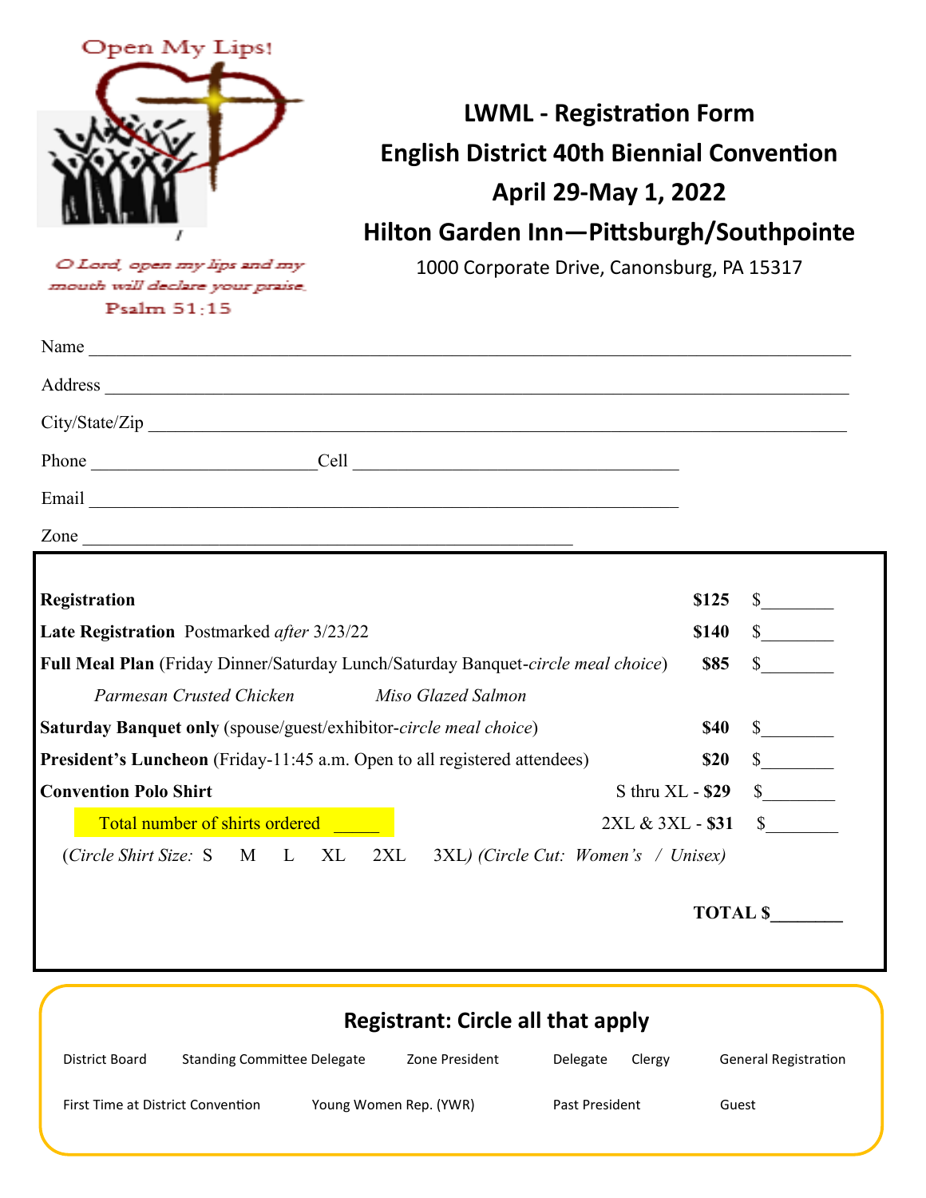Open My Lips!

*O Lord, open my lips and my mouth will declare your praise.*
Psalm 51:15

# LWML - Registration Form

## English District 40th Biennial Convention

## April 29-May 1, 2022

## Hilton Garden Inn—Pittsburgh/Southpointe

1000 Corporate Drive, Canonsburg, PA 15317

Name ____________________________________________________________

Address __________________________________________________________

City/State/Zip ______________________________________________________

Phone ________________________ Cell ___________________________

Email ___________________________________________________

Zone ____________________________________________

| | | |
|---|---|---|
| **Registration** | **$125** | $________ |
| **Late Registration** Postmarked *after* 3/23/22 | **$140** | $________ |
| **Full Meal Plan** (Friday Dinner/Saturday Lunch/Saturday Banquet-*circle meal choice*) | **$85** | $________ |
| *Parmesan Crusted Chicken* *Miso Glazed Salmon* | | |
| **Saturday Banquet only** (spouse/guest/exhibitor-*circle meal choice*) | **$40** | $________ |
| **President's Luncheon** (Friday-11:45 a.m. Open to all registered attendees) | **$20** | $________ |
| **Convention Polo Shirt** | S thru XL - **$29** | $________ |
| Total number of shirts ordered _____ | 2XL & 3XL - **$31** | $________ |
| (*Circle Shirt Size:* S M L XL 2XL 3XL) *(Circle Cut: Women's / Unisex)* | | |
| | **TOTAL $** | ________ |

### Registrant: Circle all that apply

District Board     Standing Committee Delegate     Zone President     Delegate     Clergy     General Registration

First Time at District Convention     Young Women Rep. (YWR)     Past President     Guest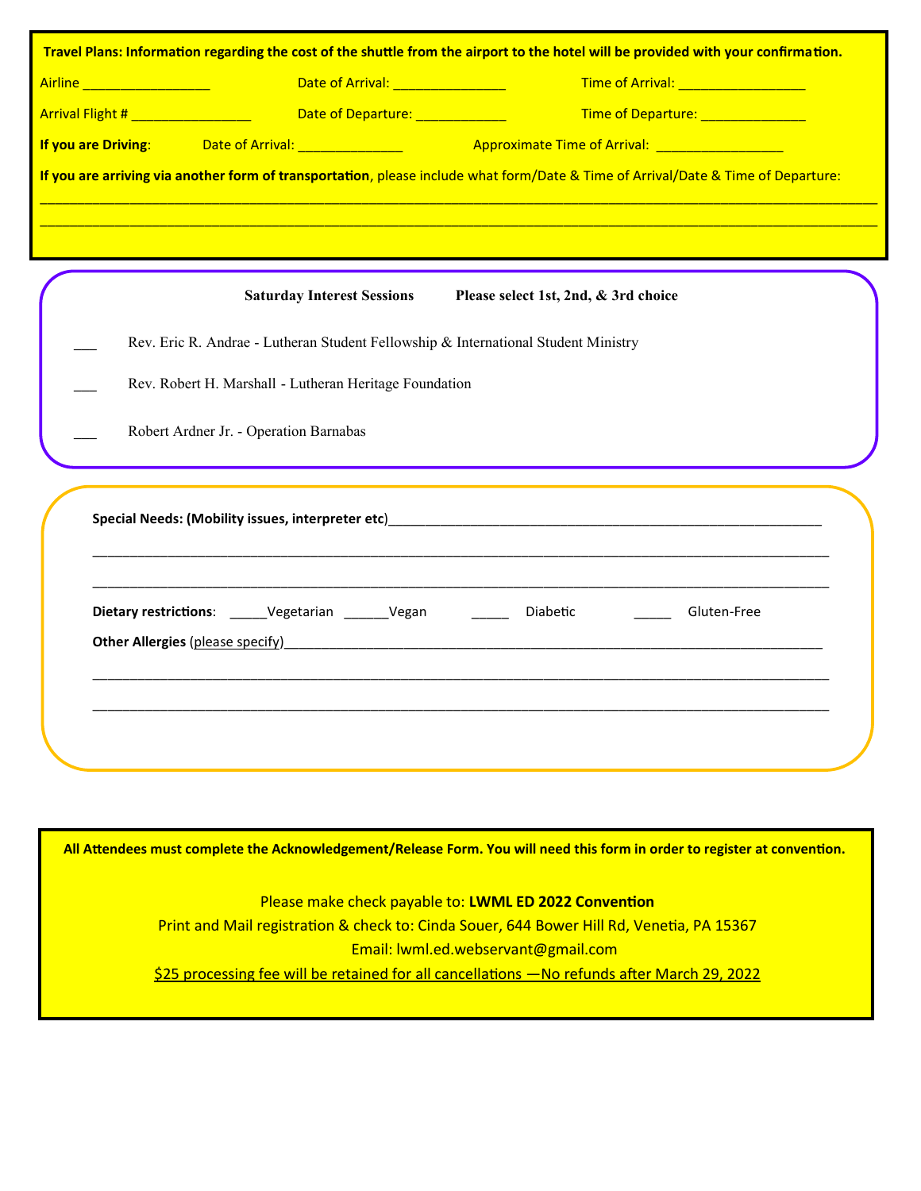**Travel Plans: Information regarding the cost of the shuttle from the airport to the hotel will be provided with your confirmation.**

Airline _________________ Date of Arrival: _______________ Time of Arrival: _________________

Arrival Flight # ________________ Date of Departure: ____________ Time of Departure: ______________

**If you are Driving**: Date of Arrival: ______________ Approximate Time of Arrival: _________________

**If you are arriving via another form of transportation**, please include what form/Date & Time of Arrival/Date & Time of Departure:

________________________________________________________________________________________________________

________________________________________________________________________________________________________

**Saturday Interest Sessions** **Please select 1st, 2nd, & 3rd choice**

___ Rev. Eric R. Andrae - Lutheran Student Fellowship & International Student Ministry

___ Rev. Robert H. Marshall - Lutheran Heritage Foundation

___ Robert Ardner Jr. - Operation Barnabas

**Special Needs: (Mobility issues, interpreter etc)**____________________________________________________________

_______________________________________________________________________________________________

_______________________________________________________________________________________________

**Dietary restrictions**: _____Vegetarian ______Vegan _____ Diabetic _____ Gluten-Free

**Other Allergies** (please specify)________________________________________________________________________

_______________________________________________________________________________________________

_______________________________________________________________________________________________

**All Attendees must complete the Acknowledgement/Release Form. You will need this form in order to register at convention.**

Please make check payable to: **LWML ED 2022 Convention**

Print and Mail registration & check to: Cinda Souer, 644 Bower Hill Rd, Venetia, PA 15367

Email: lwml.ed.webservant@gmail.com

$25 processing fee will be retained for all cancellations —No refunds after March 29, 2022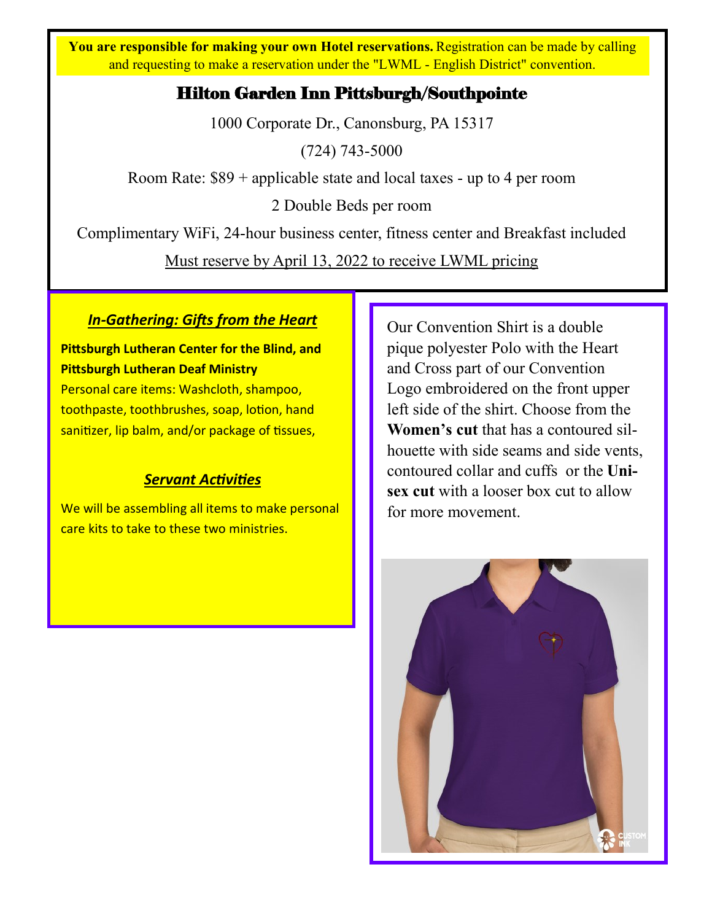**You are responsible for making your own Hotel reservations.** Registration can be made by calling and requesting to make a reservation under the "LWML - English District" convention.

## Hilton Garden Inn Pittsburgh/Southpointe

1000 Corporate Dr., Canonsburg, PA 15317

(724) 743-5000

Room Rate: $89 + applicable state and local taxes - up to 4 per room

2 Double Beds per room

Complimentary WiFi, 24-hour business center, fitness center and Breakfast included

Must reserve by April 13, 2022 to receive LWML pricing

### *In-Gathering: Gifts from the Heart*

**Pittsburgh Lutheran Center for the Blind, and Pittsburgh Lutheran Deaf Ministry**

Personal care items: Washcloth, shampoo, toothpaste, toothbrushes, soap, lotion, hand sanitizer, lip balm, and/or package of tissues,

### *Servant Activities*

We will be assembling all items to make personal care kits to take to these two ministries.

Our Convention Shirt is a double pique polyester Polo with the Heart and Cross part of our Convention Logo embroidered on the front upper left side of the shirt. Choose from the **Women's cut** that has a contoured silhouette with side seams and side vents, contoured collar and cuffs or the **Unisex cut** with a looser box cut to allow for more movement.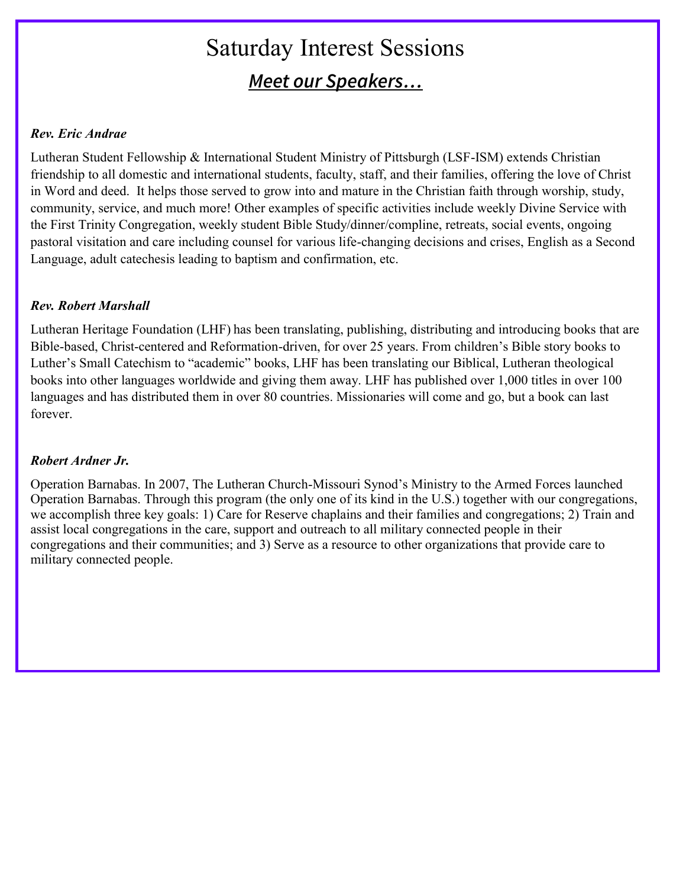# Saturday Interest Sessions

## *Meet our Speakers…*

***Rev. Eric Andrae***

Lutheran Student Fellowship & International Student Ministry of Pittsburgh (LSF-ISM) extends Christian friendship to all domestic and international students, faculty, staff, and their families, offering the love of Christ in Word and deed. It helps those served to grow into and mature in the Christian faith through worship, study, community, service, and much more! Other examples of specific activities include weekly Divine Service with the First Trinity Congregation, weekly student Bible Study/dinner/compline, retreats, social events, ongoing pastoral visitation and care including counsel for various life-changing decisions and crises, English as a Second Language, adult catechesis leading to baptism and confirmation, etc.

***Rev. Robert Marshall***

Lutheran Heritage Foundation (LHF) has been translating, publishing, distributing and introducing books that are Bible-based, Christ-centered and Reformation-driven, for over 25 years. From children's Bible story books to Luther's Small Catechism to "academic" books, LHF has been translating our Biblical, Lutheran theological books into other languages worldwide and giving them away. LHF has published over 1,000 titles in over 100 languages and has distributed them in over 80 countries. Missionaries will come and go, but a book can last forever.

***Robert Ardner Jr.***

Operation Barnabas. In 2007, The Lutheran Church-Missouri Synod's Ministry to the Armed Forces launched Operation Barnabas. Through this program (the only one of its kind in the U.S.) together with our congregations, we accomplish three key goals: 1) Care for Reserve chaplains and their families and congregations; 2) Train and assist local congregations in the care, support and outreach to all military connected people in their congregations and their communities; and 3) Serve as a resource to other organizations that provide care to military connected people.